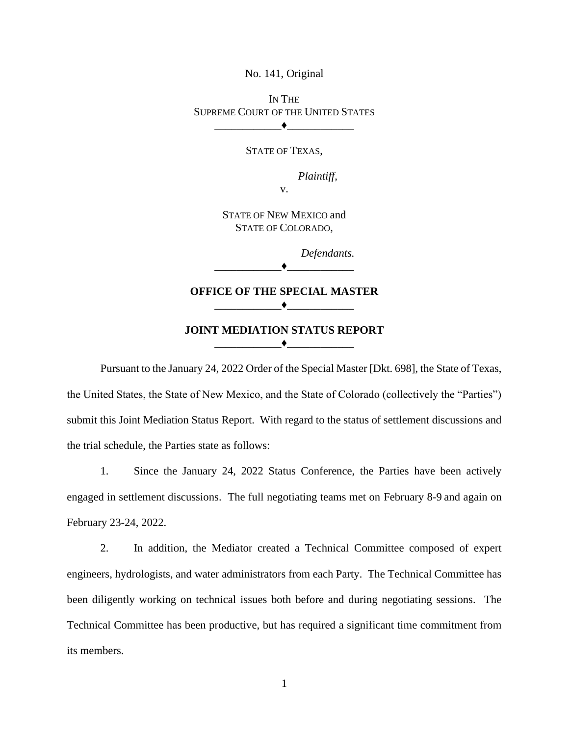No. 141, Original

IN THE
SUPREME COURT OF THE UNITED STATES

♦

STATE OF TEXAS,

*Plaintiff*,

v.

STATE OF NEW MEXICO and
STATE OF COLORADO,

*Defendants.*

♦

**OFFICE OF THE SPECIAL MASTER**

♦

**JOINT MEDIATION STATUS REPORT**

♦

Pursuant to the January 24, 2022 Order of the Special Master [Dkt. 698], the State of Texas, the United States, the State of New Mexico, and the State of Colorado (collectively the "Parties") submit this Joint Mediation Status Report. With regard to the status of settlement discussions and the trial schedule, the Parties state as follows:

1. Since the January 24, 2022 Status Conference, the Parties have been actively engaged in settlement discussions. The full negotiating teams met on February 8-9 and again on February 23-24, 2022.

2. In addition, the Mediator created a Technical Committee composed of expert engineers, hydrologists, and water administrators from each Party. The Technical Committee has been diligently working on technical issues both before and during negotiating sessions. The Technical Committee has been productive, but has required a significant time commitment from its members.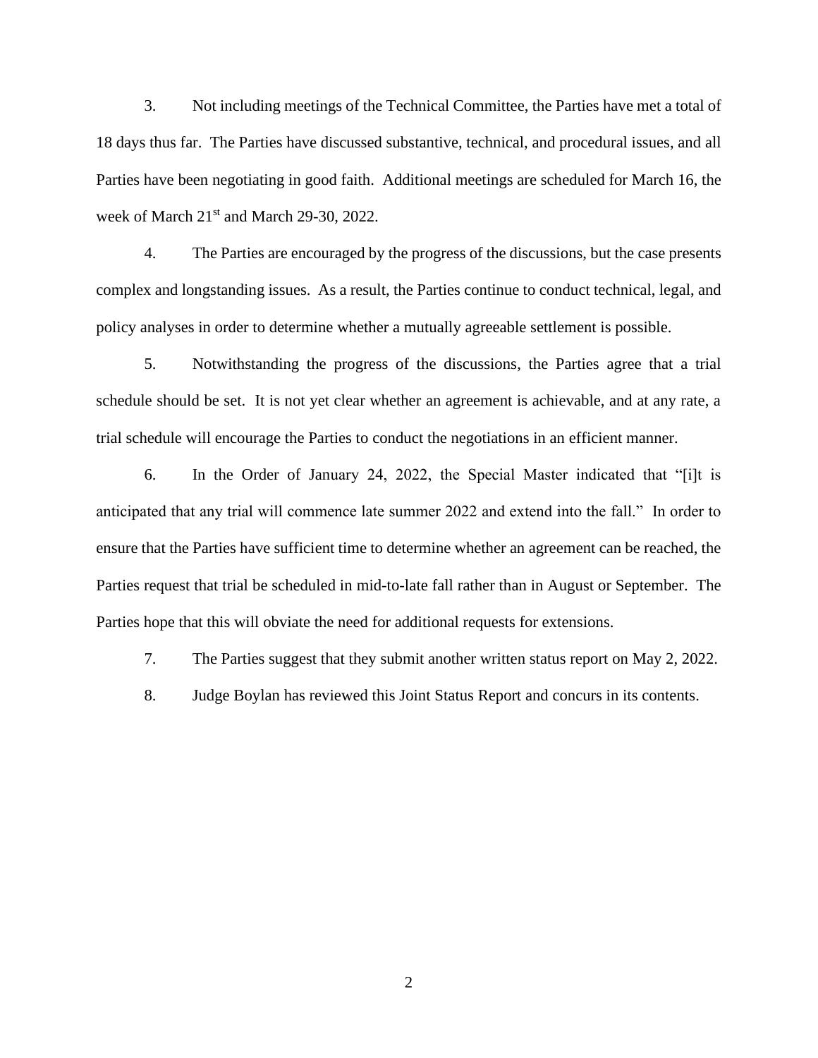3. Not including meetings of the Technical Committee, the Parties have met a total of 18 days thus far. The Parties have discussed substantive, technical, and procedural issues, and all Parties have been negotiating in good faith. Additional meetings are scheduled for March 16, the week of March 21st and March 29-30, 2022.

4. The Parties are encouraged by the progress of the discussions, but the case presents complex and longstanding issues. As a result, the Parties continue to conduct technical, legal, and policy analyses in order to determine whether a mutually agreeable settlement is possible.

5. Notwithstanding the progress of the discussions, the Parties agree that a trial schedule should be set. It is not yet clear whether an agreement is achievable, and at any rate, a trial schedule will encourage the Parties to conduct the negotiations in an efficient manner.

6. In the Order of January 24, 2022, the Special Master indicated that "[i]t is anticipated that any trial will commence late summer 2022 and extend into the fall." In order to ensure that the Parties have sufficient time to determine whether an agreement can be reached, the Parties request that trial be scheduled in mid-to-late fall rather than in August or September. The Parties hope that this will obviate the need for additional requests for extensions.

7. The Parties suggest that they submit another written status report on May 2, 2022.

8. Judge Boylan has reviewed this Joint Status Report and concurs in its contents.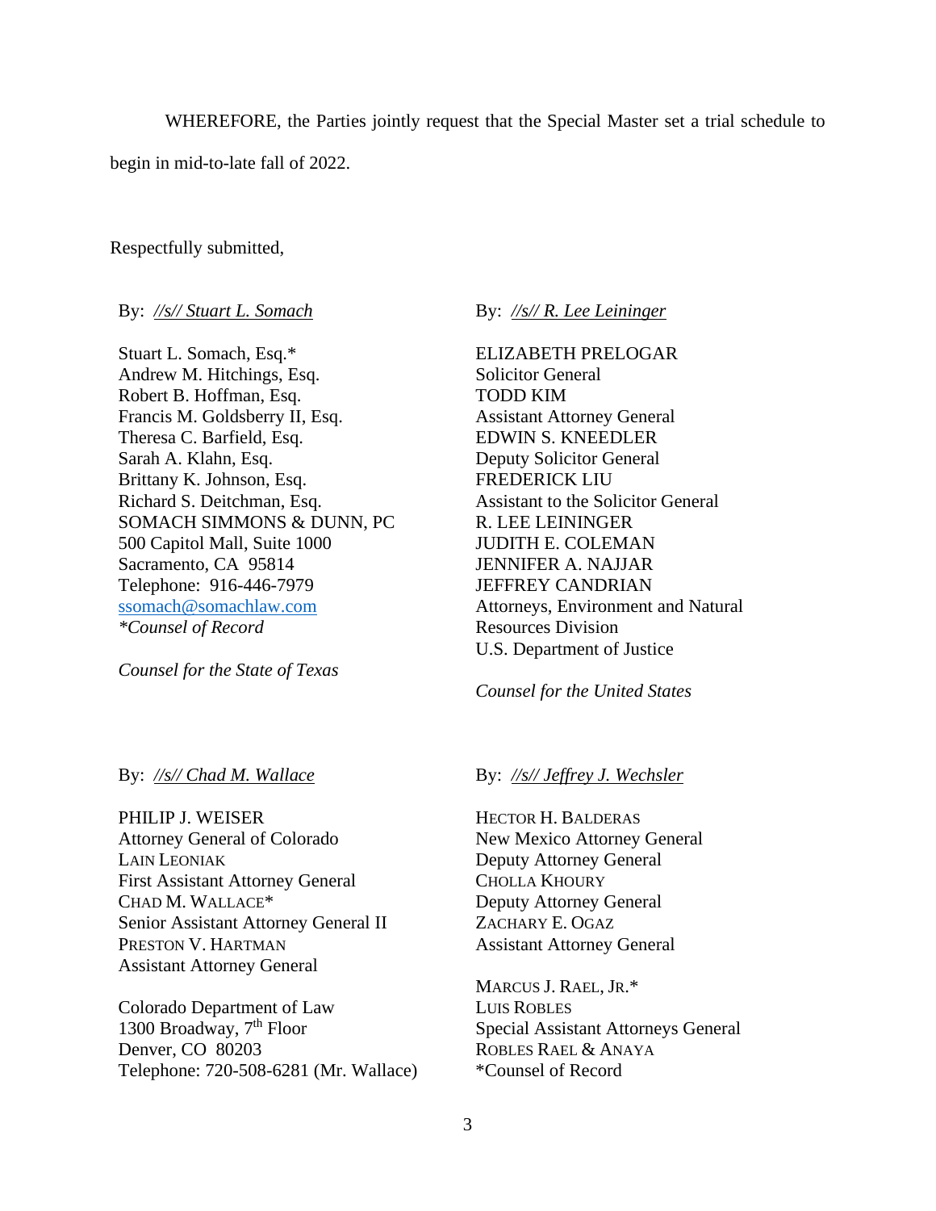WHEREFORE, the Parties jointly request that the Special Master set a trial schedule to begin in mid-to-late fall of 2022.

Respectfully submitted,

By: *//s// Stuart L. Somach*

Stuart L. Somach, Esq.*
Andrew M. Hitchings, Esq.
Robert B. Hoffman, Esq.
Francis M. Goldsberry II, Esq.
Theresa C. Barfield, Esq.
Sarah A. Klahn, Esq.
Brittany K. Johnson, Esq.
Richard S. Deitchman, Esq.
SOMACH SIMMONS & DUNN, PC
500 Capitol Mall, Suite 1000
Sacramento, CA 95814
Telephone: 916-446-7979
ssomach@somachlaw.com
*\*Counsel of Record*

*Counsel for the State of Texas*

By: *//s// R. Lee Leininger*

ELIZABETH PRELOGAR
Solicitor General
TODD KIM
Assistant Attorney General
EDWIN S. KNEEDLER
Deputy Solicitor General
FREDERICK LIU
Assistant to the Solicitor General
R. LEE LEININGER
JUDITH E. COLEMAN
JENNIFER A. NAJJAR
JEFFREY CANDRIAN
Attorneys, Environment and Natural Resources Division
U.S. Department of Justice

*Counsel for the United States*

By: *//s// Chad M. Wallace*

PHILIP J. WEISER
Attorney General of Colorado
LAIN LEONIAK
First Assistant Attorney General
CHAD M. WALLACE*
Senior Assistant Attorney General II
PRESTON V. HARTMAN
Assistant Attorney General

Colorado Department of Law
1300 Broadway, 7th Floor
Denver, CO 80203
Telephone: 720-508-6281 (Mr. Wallace)

By: *//s// Jeffrey J. Wechsler*

HECTOR H. BALDERAS
New Mexico Attorney General
Deputy Attorney General
CHOLLA KHOURY
Deputy Attorney General
ZACHARY E. OGAZ
Assistant Attorney General

MARCUS J. RAEL, JR.*
LUIS ROBLES
Special Assistant Attorneys General
ROBLES RAEL & ANAYA
*Counsel of Record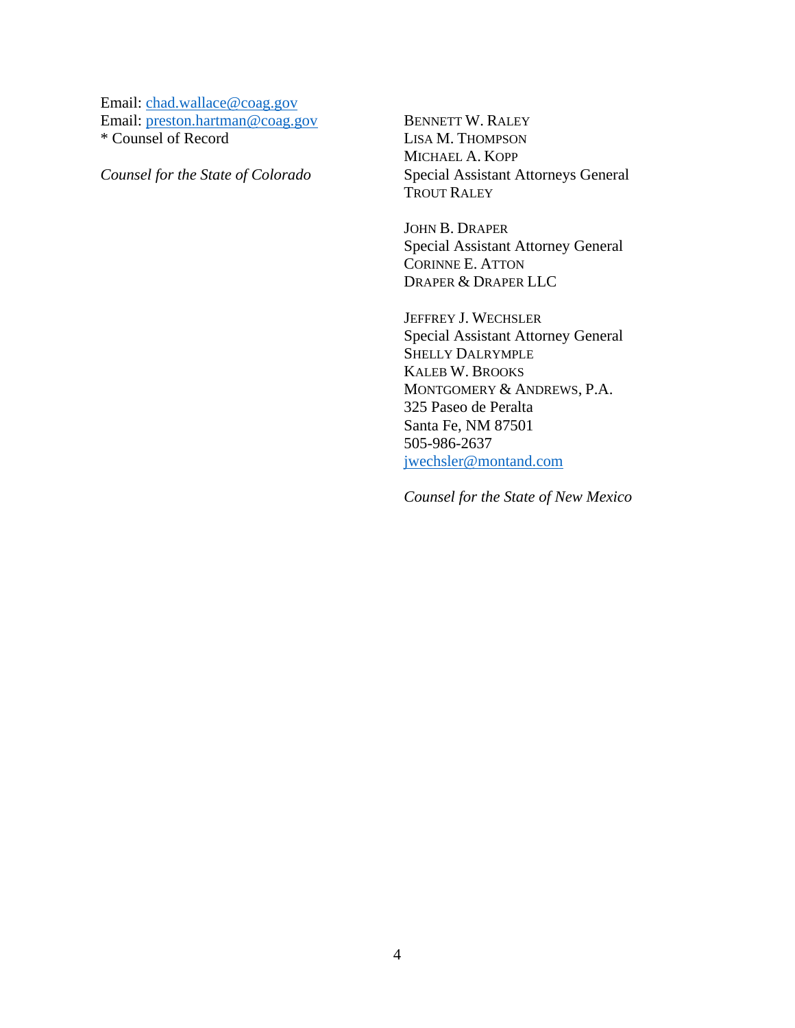Email: chad.wallace@coag.gov
Email: preston.hartman@coag.gov
* Counsel of Record

*Counsel for the State of Colorado*

BENNETT W. RALEY
LISA M. THOMPSON
MICHAEL A. KOPP
Special Assistant Attorneys General
TROUT RALEY

JOHN B. DRAPER
Special Assistant Attorney General
CORINNE E. ATTON
DRAPER & DRAPER LLC

JEFFREY J. WECHSLER
Special Assistant Attorney General
SHELLY DALRYMPLE
KALEB W. BROOKS
MONTGOMERY & ANDREWS, P.A.
325 Paseo de Peralta
Santa Fe, NM 87501
505-986-2637
jwechsler@montand.com

*Counsel for the State of New Mexico*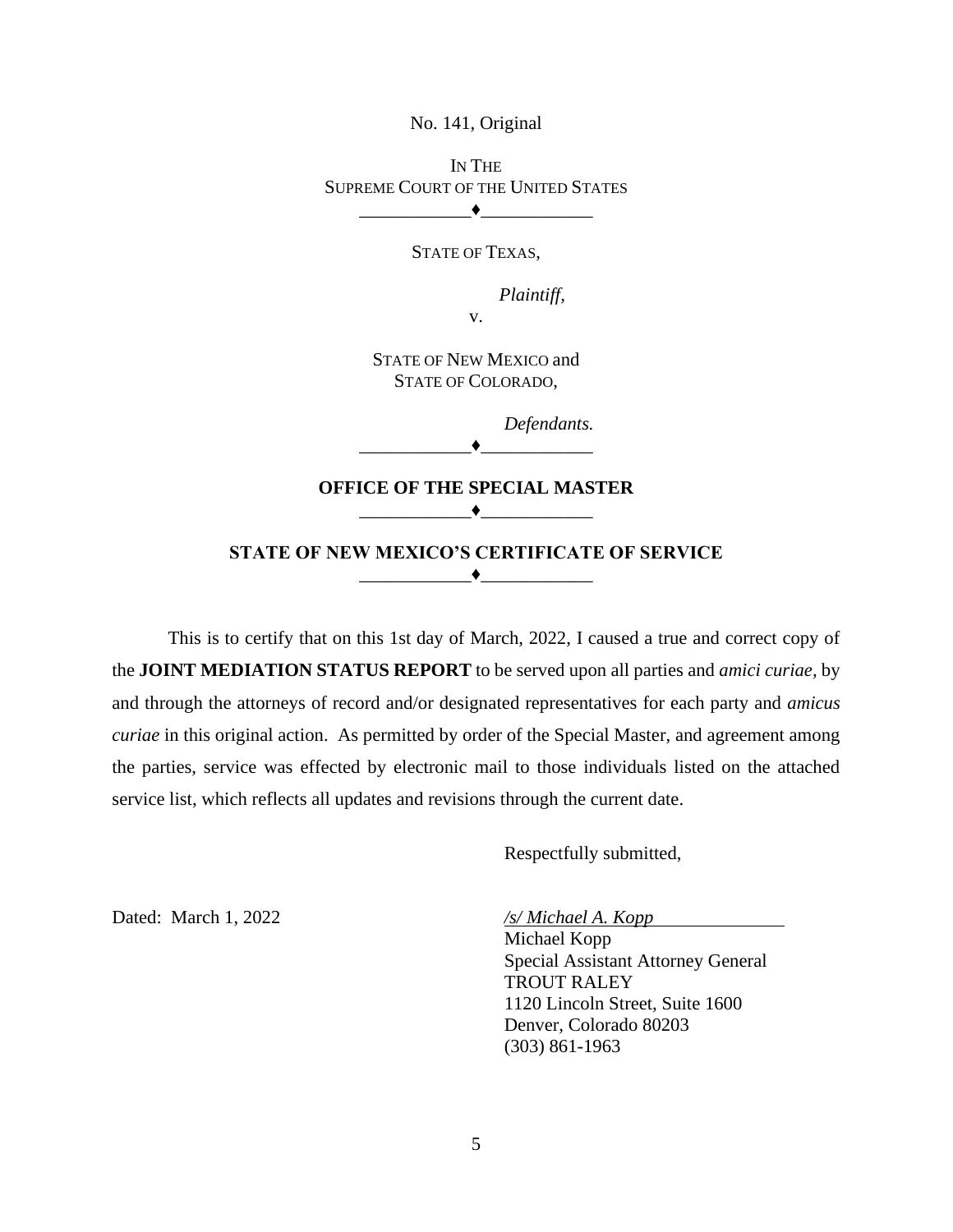No. 141, Original

IN THE
SUPREME COURT OF THE UNITED STATES

♦

STATE OF TEXAS,

*Plaintiff*,

v.

STATE OF NEW MEXICO and
STATE OF COLORADO,

*Defendants.*

♦

**OFFICE OF THE SPECIAL MASTER**

♦

**STATE OF NEW MEXICO'S CERTIFICATE OF SERVICE**

♦

This is to certify that on this 1st day of March, 2022, I caused a true and correct copy of the **JOINT MEDIATION STATUS REPORT** to be served upon all parties and *amici curiae,* by and through the attorneys of record and/or designated representatives for each party and *amicus curiae* in this original action. As permitted by order of the Special Master, and agreement among the parties, service was effected by electronic mail to those individuals listed on the attached service list, which reflects all updates and revisions through the current date.

Respectfully submitted,

Dated: March 1, 2022

*/s/ Michael A. Kopp*
Michael Kopp
Special Assistant Attorney General
TROUT RALEY
1120 Lincoln Street, Suite 1600
Denver, Colorado 80203
(303) 861-1963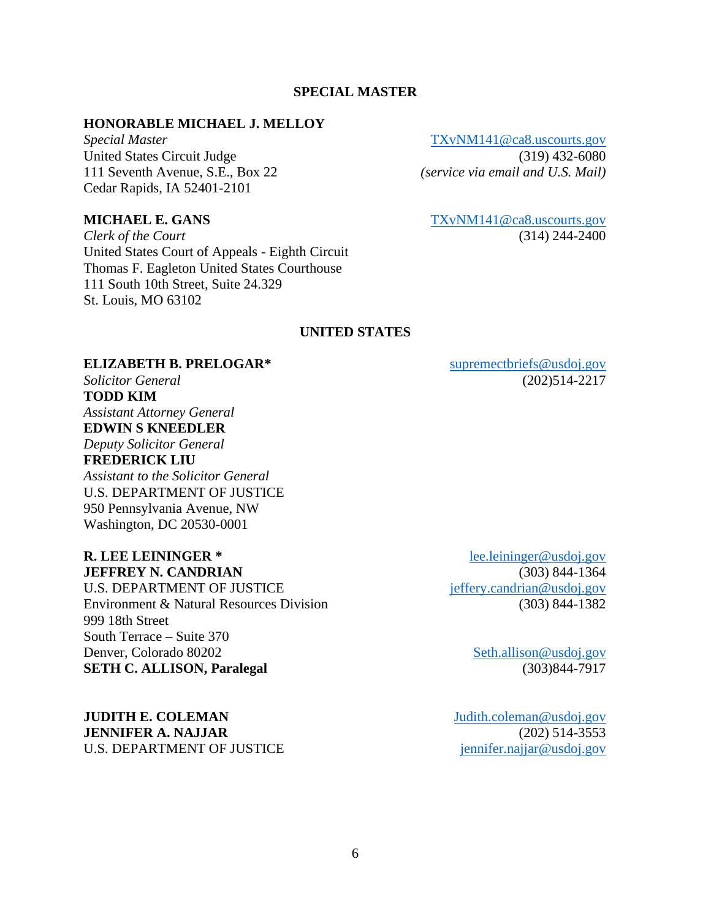**SPECIAL MASTER**

**HONORABLE MICHAEL J. MELLOY**
*Special Master*
United States Circuit Judge
111 Seventh Avenue, S.E., Box 22
Cedar Rapids, IA 52401-2101

TXvNM141@ca8.uscourts.gov
(319) 432-6080
*(service via email and U.S. Mail)*

**MICHAEL E. GANS**
*Clerk of the Court*
United States Court of Appeals - Eighth Circuit
Thomas F. Eagleton United States Courthouse
111 South 10th Street, Suite 24.329
St. Louis, MO 63102

TXvNM141@ca8.uscourts.gov
(314) 244-2400

**UNITED STATES**

**ELIZABETH B. PRELOGAR***
*Solicitor General*
**TODD KIM**
*Assistant Attorney General*
**EDWIN S KNEEDLER**
*Deputy Solicitor General*
**FREDERICK LIU**
*Assistant to the Solicitor General*
U.S. DEPARTMENT OF JUSTICE
950 Pennsylvania Avenue, NW
Washington, DC 20530-0001

supremectbriefs@usdoj.gov
(202)514-2217

**R. LEE LEININGER ***
**JEFFREY N. CANDRIAN**
U.S. DEPARTMENT OF JUSTICE
Environment & Natural Resources Division
999 18th Street
South Terrace – Suite 370
Denver, Colorado 80202
**SETH C. ALLISON, Paralegal**

lee.leininger@usdoj.gov
(303) 844-1364
jeffery.candrian@usdoj.gov
(303) 844-1382

Seth.allison@usdoj.gov
(303)844-7917

**JUDITH E. COLEMAN**
**JENNIFER A. NAJJAR**
U.S. DEPARTMENT OF JUSTICE

Judith.coleman@usdoj.gov
(202) 514-3553
jennifer.najjar@usdoj.gov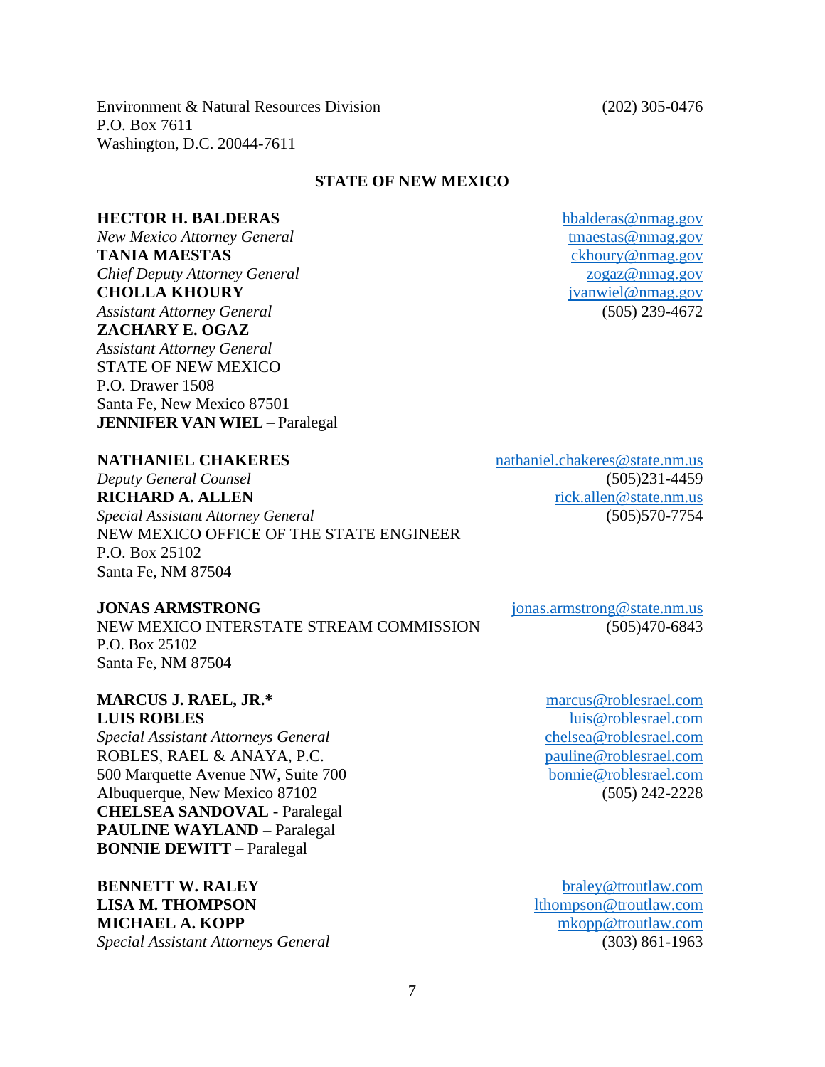Environment & Natural Resources Division  
P.O. Box 7611  
Washington, D.C. 20044-7611  
(202) 305-0476

**STATE OF NEW MEXICO**

**HECTOR H. BALDERAS**  
*New Mexico Attorney General*  
**TANIA MAESTAS**  
*Chief Deputy Attorney General*  
**CHOLLA KHOURY**  
*Assistant Attorney General*  
**ZACHARY E. OGAZ**  
*Assistant Attorney General*  
STATE OF NEW MEXICO  
P.O. Drawer 1508  
Santa Fe, New Mexico 87501  
**JENNIFER VAN WIEL** – Paralegal

hbalderas@nmag.gov  
tmaestas@nmag.gov  
ckhoury@nmag.gov  
zogaz@nmag.gov  
jvanwiel@nmag.gov  
(505) 239-4672

**NATHANIEL CHAKERES**  
*Deputy General Counsel*  
**RICHARD A. ALLEN**  
*Special Assistant Attorney General*  
NEW MEXICO OFFICE OF THE STATE ENGINEER  
P.O. Box 25102  
Santa Fe, NM 87504

nathaniel.chakeres@state.nm.us  
(505)231-4459  
rick.allen@state.nm.us  
(505)570-7754

**JONAS ARMSTRONG**  
NEW MEXICO INTERSTATE STREAM COMMISSION  
P.O. Box 25102  
Santa Fe, NM 87504

jonas.armstrong@state.nm.us  
(505)470-6843

**MARCUS J. RAEL, JR.***  
**LUIS ROBLES**  
*Special Assistant Attorneys General*  
ROBLES, RAEL & ANAYA, P.C.  
500 Marquette Avenue NW, Suite 700  
Albuquerque, New Mexico 87102  
**CHELSEA SANDOVAL** - Paralegal  
**PAULINE WAYLAND** – Paralegal  
**BONNIE DEWITT** – Paralegal

marcus@roblesrael.com  
luis@roblesrael.com  
chelsea@roblesrael.com  
pauline@roblesrael.com  
bonnie@roblesrael.com  
(505) 242-2228

**BENNETT W. RALEY**  
**LISA M. THOMPSON**  
**MICHAEL A. KOPP**  
*Special Assistant Attorneys General*

braley@troutlaw.com  
lthompson@troutlaw.com  
mkopp@troutlaw.com  
(303) 861-1963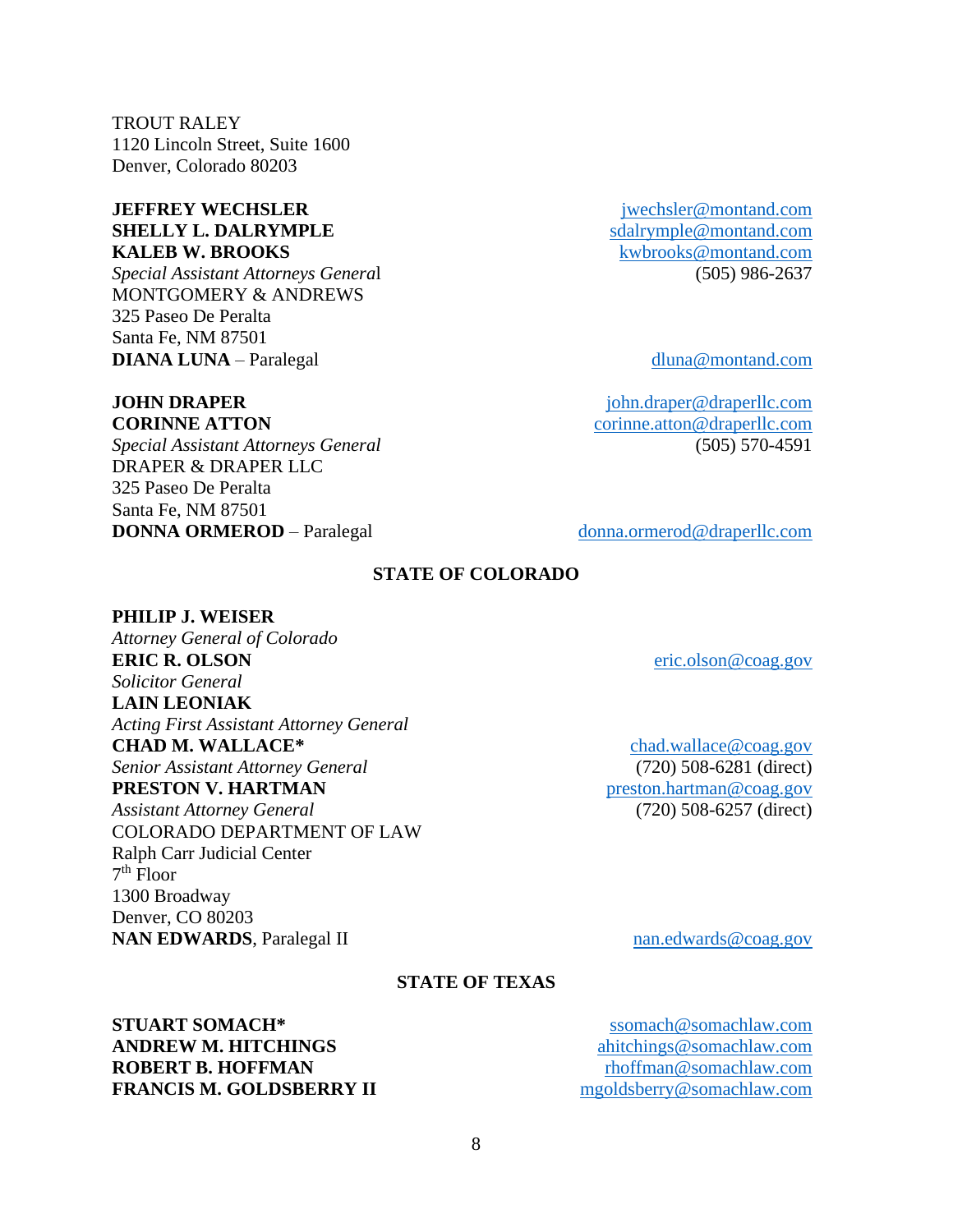TROUT RALEY
1120 Lincoln Street, Suite 1600
Denver, Colorado 80203

**JEFFREY WECHSLER** jwechsler@montand.com
**SHELLY L. DALRYMPLE** sdalrymple@montand.com
**KALEB W. BROOKS** kwbrooks@montand.com
*Special Assistant Attorneys General* (505) 986-2637
MONTGOMERY & ANDREWS
325 Paseo De Peralta
Santa Fe, NM 87501
**DIANA LUNA** – Paralegal dluna@montand.com

**JOHN DRAPER** john.draper@draperllc.com
**CORINNE ATTON** corinne.atton@draperllc.com
*Special Assistant Attorneys General* (505) 570-4591
DRAPER & DRAPER LLC
325 Paseo De Peralta
Santa Fe, NM 87501
**DONNA ORMEROD** – Paralegal donna.ormerod@draperllc.com

## STATE OF COLORADO

**PHILIP J. WEISER**
*Attorney General of Colorado*
**ERIC R. OLSON** eric.olson@coag.gov
*Solicitor General*
**LAIN LEONIAK**
*Acting First Assistant Attorney General*
**CHAD M. WALLACE*** chad.wallace@coag.gov
*Senior Assistant Attorney General* (720) 508-6281 (direct)
**PRESTON V. HARTMAN** preston.hartman@coag.gov
*Assistant Attorney General* (720) 508-6257 (direct)
COLORADO DEPARTMENT OF LAW
Ralph Carr Judicial Center
7th Floor
1300 Broadway
Denver, CO 80203
**NAN EDWARDS**, Paralegal II nan.edwards@coag.gov

## STATE OF TEXAS

**STUART SOMACH*** ssomach@somachlaw.com
**ANDREW M. HITCHINGS** ahitchings@somachlaw.com
**ROBERT B. HOFFMAN** rhoffman@somachlaw.com
**FRANCIS M. GOLDSBERRY II** mgoldsberry@somachlaw.com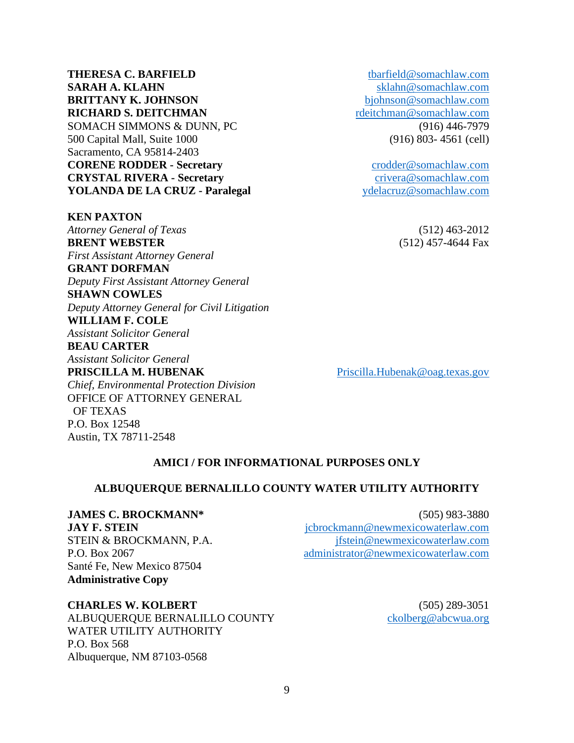**THERESA C. BARFIELD** tbarfield@somachlaw.com
**SARAH A. KLAHN** sklahn@somachlaw.com
**BRITTANY K. JOHNSON** bjohnson@somachlaw.com
**RICHARD S. DEITCHMAN** rdeitchman@somachlaw.com
SOMACH SIMMONS & DUNN, PC (916) 446-7979
500 Capital Mall, Suite 1000 (916) 803- 4561 (cell)
Sacramento, CA 95814-2403
**CORENE RODDER - Secretary** crodder@somachlaw.com
**CRYSTAL RIVERA - Secretary** crivera@somachlaw.com
**YOLANDA DE LA CRUZ - Paralegal** ydelacruz@somachlaw.com

**KEN PAXTON**
*Attorney General of Texas* (512) 463-2012
**BRENT WEBSTER** (512) 457-4644 Fax
*First Assistant Attorney General*
**GRANT DORFMAN**
*Deputy First Assistant Attorney General*
**SHAWN COWLES**
*Deputy Attorney General for Civil Litigation*
**WILLIAM F. COLE**
*Assistant Solicitor General*
**BEAU CARTER**
*Assistant Solicitor General*
**PRISCILLA M. HUBENAK** Priscilla.Hubenak@oag.texas.gov
*Chief, Environmental Protection Division*
OFFICE OF ATTORNEY GENERAL
OF TEXAS
P.O. Box 12548
Austin, TX 78711-2548

**AMICI / FOR INFORMATIONAL PURPOSES ONLY**

**ALBUQUERQUE BERNALILLO COUNTY WATER UTILITY AUTHORITY**

**JAMES C. BROCKMANN*** (505) 983-3880
**JAY F. STEIN** jcbrockmann@newmexicowaterlaw.com
STEIN & BROCKMANN, P.A. jfstein@newmexicowaterlaw.com
P.O. Box 2067 administrator@newmexicowaterlaw.com
Santé Fe, New Mexico 87504
**Administrative Copy**

**CHARLES W. KOLBERT** (505) 289-3051
ALBUQUERQUE BERNALILLO COUNTY ckolberg@abcwua.org
WATER UTILITY AUTHORITY
P.O. Box 568
Albuquerque, NM 87103-0568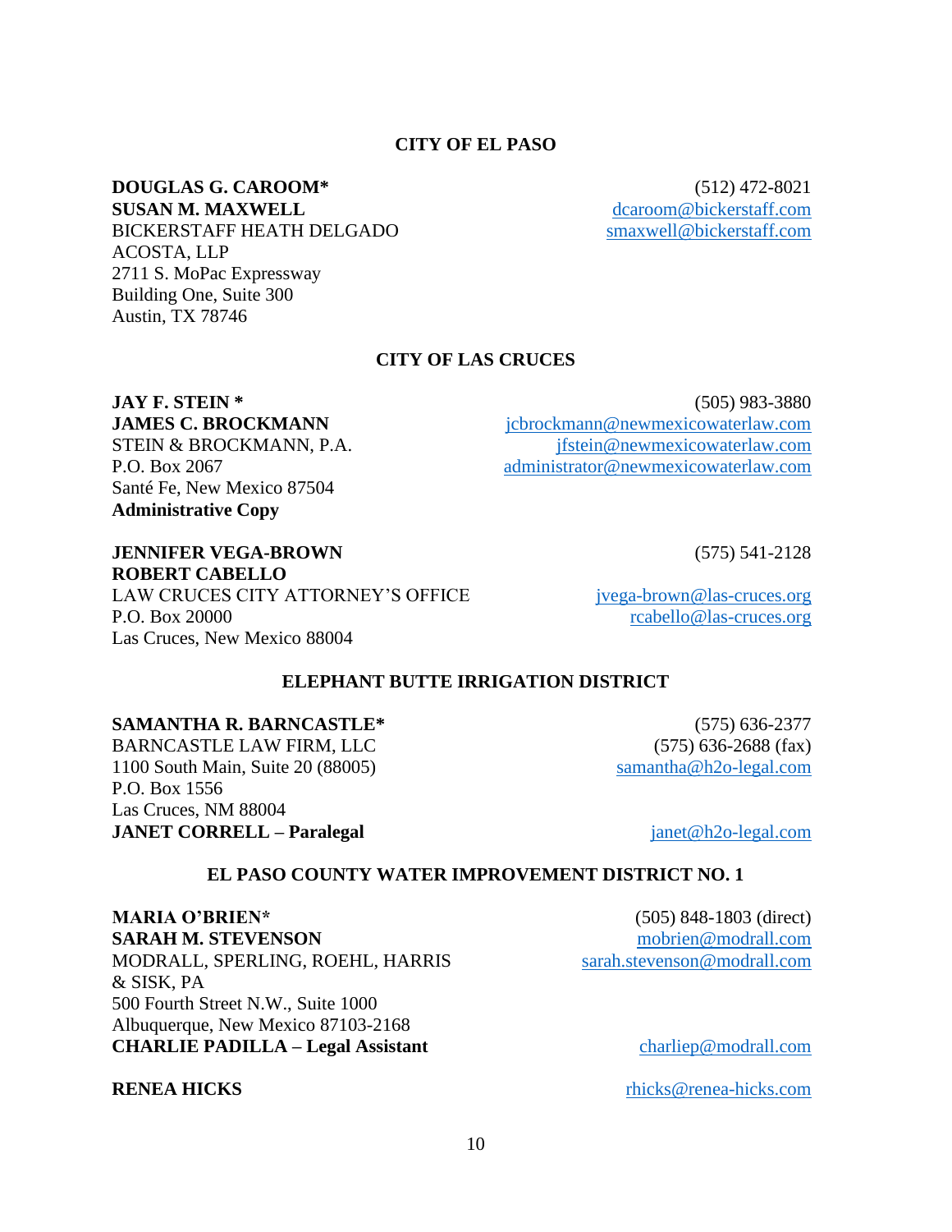**CITY OF EL PASO**

**DOUGLAS G. CAROOM*** (512) 472-8021
**SUSAN M. MAXWELL** dcaroom@bickerstaff.com
BICKERSTAFF HEATH DELGADO smaxwell@bickerstaff.com
ACOSTA, LLP
2711 S. MoPac Expressway
Building One, Suite 300
Austin, TX 78746

**CITY OF LAS CRUCES**

**JAY F. STEIN *** (505) 983-3880
**JAMES C. BROCKMANN** jcbrockmann@newmexicowaterlaw.com
STEIN & BROCKMANN, P.A. jfstein@newmexicowaterlaw.com
P.O. Box 2067 administrator@newmexicowaterlaw.com
Santé Fe, New Mexico 87504
**Administrative Copy**

**JENNIFER VEGA-BROWN** (575) 541-2128
**ROBERT CABELLO**
LAW CRUCES CITY ATTORNEY'S OFFICE jvega-brown@las-cruces.org
P.O. Box 20000 rcabello@las-cruces.org
Las Cruces, New Mexico 88004

**ELEPHANT BUTTE IRRIGATION DISTRICT**

**SAMANTHA R. BARNCASTLE*** (575) 636-2377
BARNCASTLE LAW FIRM, LLC (575) 636-2688 (fax)
1100 South Main, Suite 20 (88005) samantha@h2o-legal.com
P.O. Box 1556
Las Cruces, NM 88004
**JANET CORRELL – Paralegal** janet@h2o-legal.com

**EL PASO COUNTY WATER IMPROVEMENT DISTRICT NO. 1**

**MARIA O'BRIEN*** (505) 848-1803 (direct)
**SARAH M. STEVENSON** mobrien@modrall.com
MODRALL, SPERLING, ROEHL, HARRIS sarah.stevenson@modrall.com
& SISK, PA
500 Fourth Street N.W., Suite 1000
Albuquerque, New Mexico 87103-2168
**CHARLIE PADILLA – Legal Assistant** charliep@modrall.com

**RENEA HICKS** rhicks@renea-hicks.com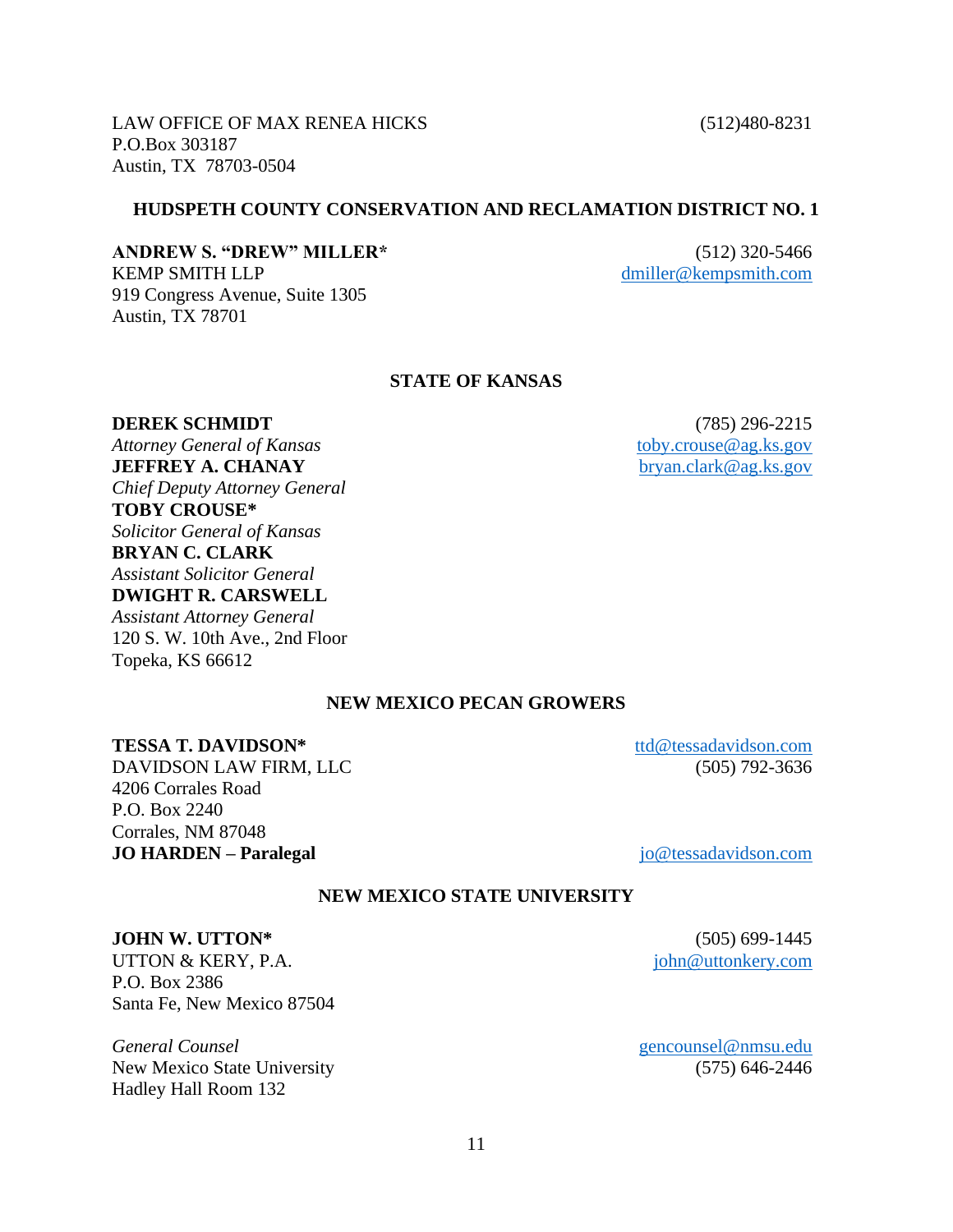LAW OFFICE OF MAX RENEA HICKS (512)480-8231
P.O.Box 303187
Austin, TX 78703-0504

**HUDSPETH COUNTY CONSERVATION AND RECLAMATION DISTRICT NO. 1**

**ANDREW S. "DREW" MILLER*** (512) 320-5466
KEMP SMITH LLP dmiller@kempsmith.com
919 Congress Avenue, Suite 1305
Austin, TX 78701

**STATE OF KANSAS**

**DEREK SCHMIDT** (785) 296-2215
*Attorney General of Kansas* toby.crouse@ag.ks.gov
**JEFFREY A. CHANAY** bryan.clark@ag.ks.gov
*Chief Deputy Attorney General*
**TOBY CROUSE***
*Solicitor General of Kansas*
**BRYAN C. CLARK**
*Assistant Solicitor General*
**DWIGHT R. CARSWELL**
*Assistant Attorney General*
120 S. W. 10th Ave., 2nd Floor
Topeka, KS 66612

**NEW MEXICO PECAN GROWERS**

**TESSA T. DAVIDSON*** ttd@tessadavidson.com
DAVIDSON LAW FIRM, LLC (505) 792-3636
4206 Corrales Road
P.O. Box 2240
Corrales, NM 87048
**JO HARDEN – Paralegal** jo@tessadavidson.com

**NEW MEXICO STATE UNIVERSITY**

**JOHN W. UTTON*** (505) 699-1445
UTTON & KERY, P.A. john@uttonkery.com
P.O. Box 2386
Santa Fe, New Mexico 87504

*General Counsel* gencounsel@nmsu.edu
New Mexico State University (575) 646-2446
Hadley Hall Room 132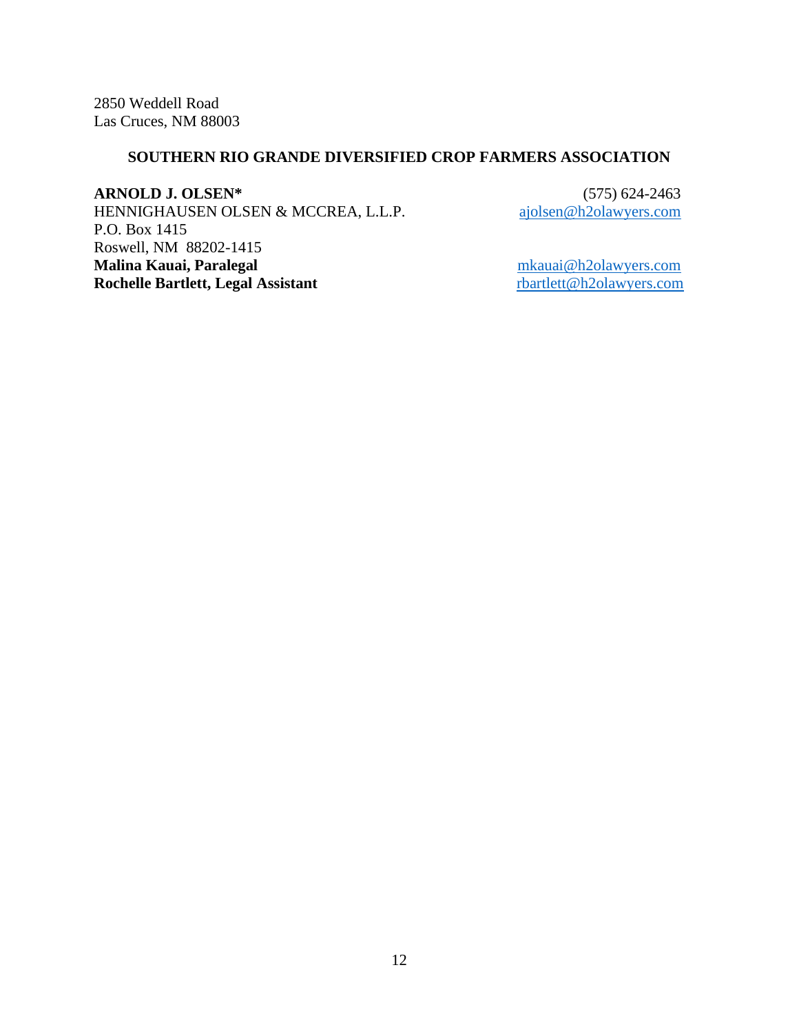2850 Weddell Road
Las Cruces, NM 88003

**SOUTHERN RIO GRANDE DIVERSIFIED CROP FARMERS ASSOCIATION**

**ARNOLD J. OLSEN*** (575) 624-2463
HENNIGHAUSEN OLSEN & MCCREA, L.L.P. ajolsen@h2olawyers.com
P.O. Box 1415
Roswell, NM 88202-1415
**Malina Kauai, Paralegal** mkauai@h2olawyers.com
**Rochelle Bartlett, Legal Assistant** rbartlett@h2olawyers.com